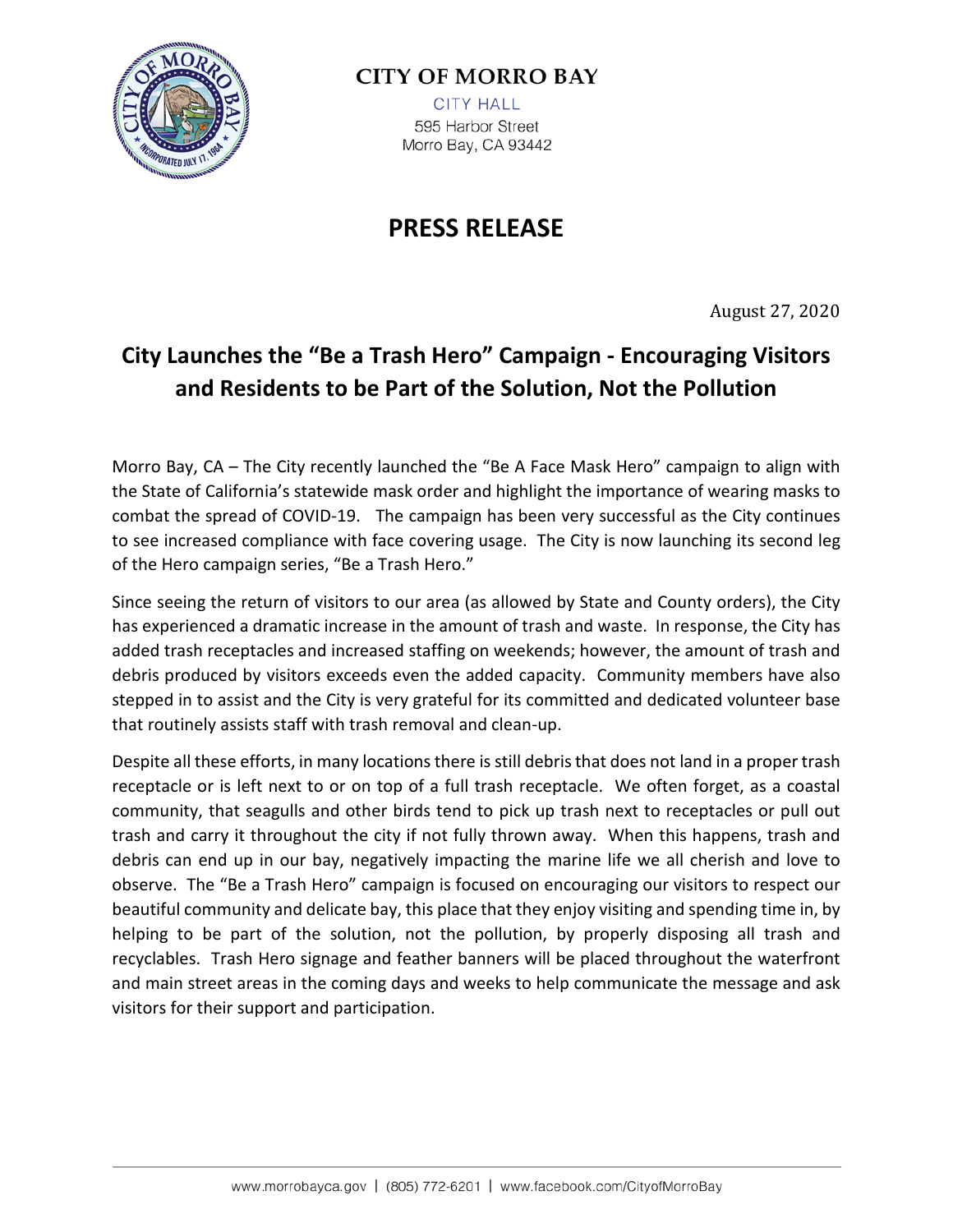**CITY OF MORRO BAY**

CITY HALL
595 Harbor Street
Morro Bay, CA 93442

# PRESS RELEASE

August 27, 2020

## City Launches the "Be a Trash Hero" Campaign - Encouraging Visitors and Residents to be Part of the Solution, Not the Pollution

Morro Bay, CA – The City recently launched the "Be A Face Mask Hero" campaign to align with the State of California's statewide mask order and highlight the importance of wearing masks to combat the spread of COVID-19. The campaign has been very successful as the City continues to see increased compliance with face covering usage. The City is now launching its second leg of the Hero campaign series, "Be a Trash Hero."

Since seeing the return of visitors to our area (as allowed by State and County orders), the City has experienced a dramatic increase in the amount of trash and waste. In response, the City has added trash receptacles and increased staffing on weekends; however, the amount of trash and debris produced by visitors exceeds even the added capacity. Community members have also stepped in to assist and the City is very grateful for its committed and dedicated volunteer base that routinely assists staff with trash removal and clean-up.

Despite all these efforts, in many locations there is still debris that does not land in a proper trash receptacle or is left next to or on top of a full trash receptacle. We often forget, as a coastal community, that seagulls and other birds tend to pick up trash next to receptacles or pull out trash and carry it throughout the city if not fully thrown away. When this happens, trash and debris can end up in our bay, negatively impacting the marine life we all cherish and love to observe. The "Be a Trash Hero" campaign is focused on encouraging our visitors to respect our beautiful community and delicate bay, this place that they enjoy visiting and spending time in, by helping to be part of the solution, not the pollution, by properly disposing all trash and recyclables. Trash Hero signage and feather banners will be placed throughout the waterfront and main street areas in the coming days and weeks to help communicate the message and ask visitors for their support and participation.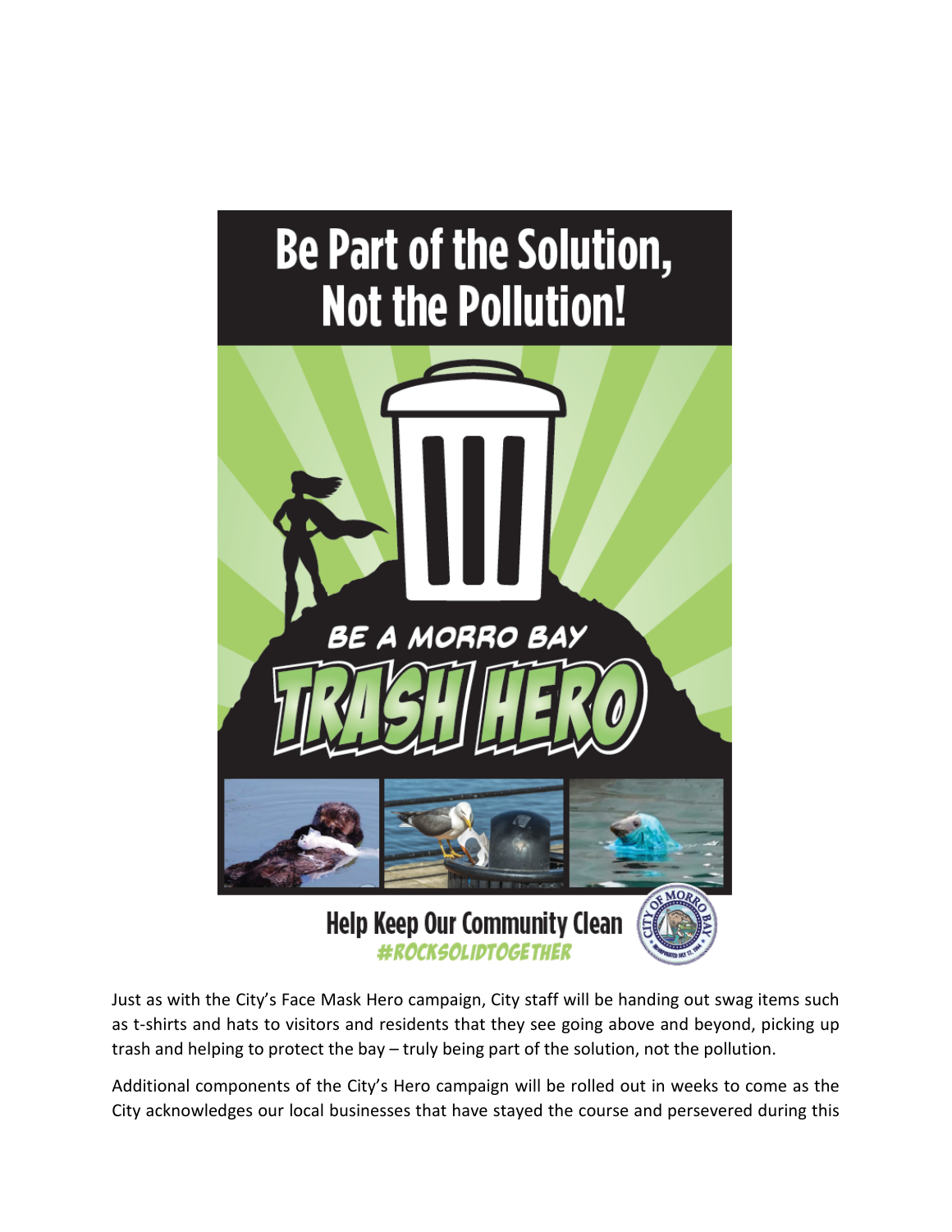Be Part of the Solution, Not the Pollution!

BE A MORRO BAY TRASH HERO

Help Keep Our Community Clean
#ROCKSOLIDTOGETHER

Just as with the City's Face Mask Hero campaign, City staff will be handing out swag items such as t-shirts and hats to visitors and residents that they see going above and beyond, picking up trash and helping to protect the bay – truly being part of the solution, not the pollution.

Additional components of the City's Hero campaign will be rolled out in weeks to come as the City acknowledges our local businesses that have stayed the course and persevered during this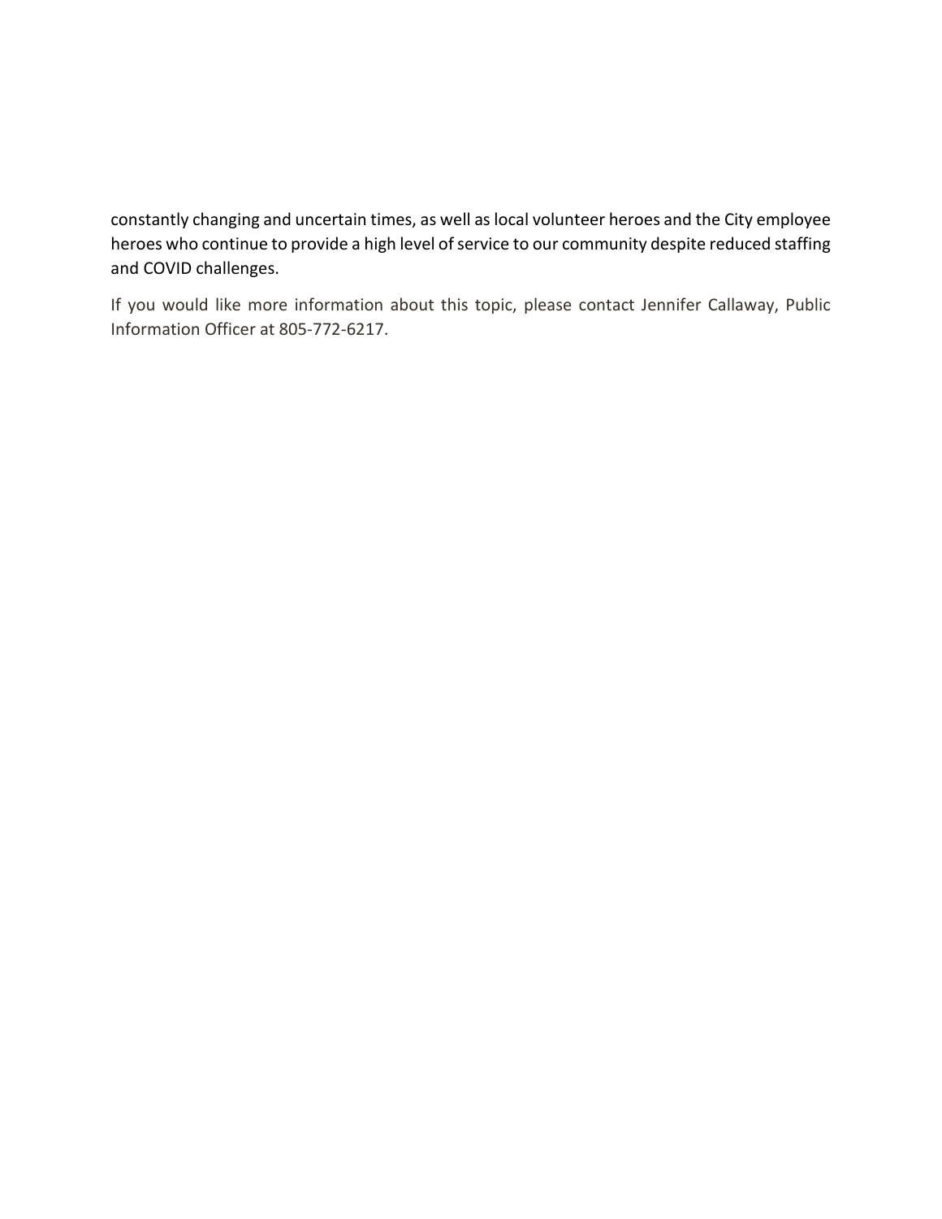constantly changing and uncertain times, as well as local volunteer heroes and the City employee heroes who continue to provide a high level of service to our community despite reduced staffing and COVID challenges.

If you would like more information about this topic, please contact Jennifer Callaway, Public Information Officer at 805-772-6217.